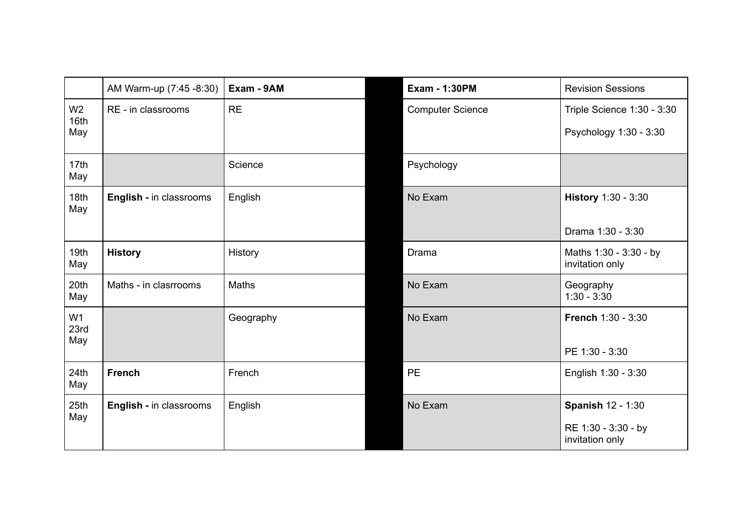| | AM Warm-up (7:45 -8:30) | **Exam - 9AM** | | **Exam - 1:30PM** | Revision Sessions |
|---|---|---|---|---|---|
| W2 16th May | RE - in classrooms | RE | | Computer Science | Triple Science 1:30 - 3:30<br>Psychology 1:30 - 3:30 |
| 17th May | | Science | | Psychology | |
| 18th May | **English -** in classrooms | English | | No Exam | **History** 1:30 - 3:30<br>Drama 1:30 - 3:30 |
| 19th May | **History** | History | | Drama | Maths 1:30 - 3:30 - by invitation only |
| 20th May | Maths - in clasrrooms | Maths | | No Exam | Geography 1:30 - 3:30 |
| W1 23rd May | | Geography | | No Exam | **French** 1:30 - 3:30<br>PE 1:30 - 3:30 |
| 24th May | **French** | French | | PE | English 1:30 - 3:30 |
| 25th May | **English -** in classrooms | English | | No Exam | **Spanish** 12 - 1:30<br>RE 1:30 - 3:30 - by invitation only |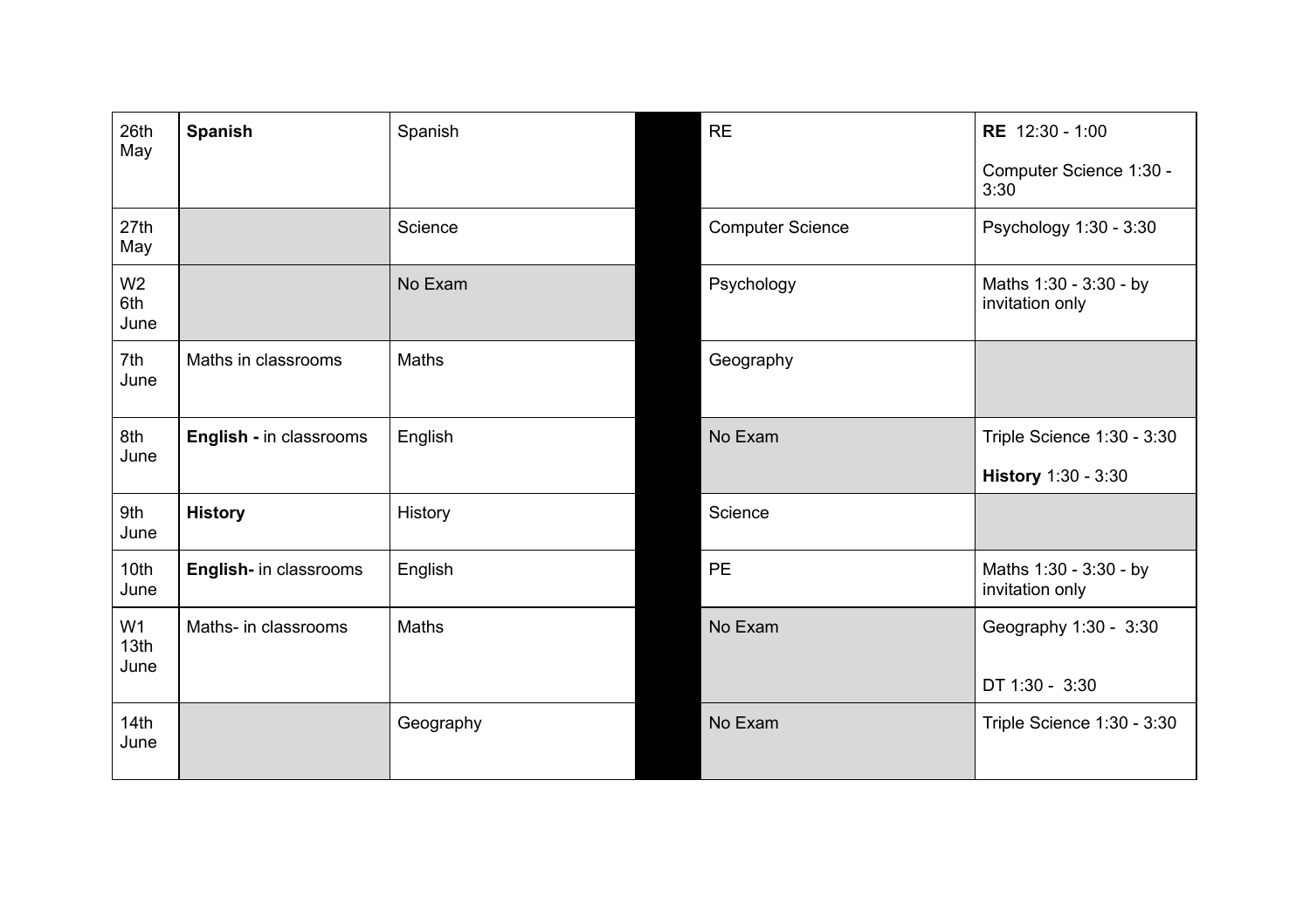| | | | | | |
|---|---|---|---|---|---|
| 26th May | **Spanish** | Spanish | | RE | **RE** 12:30 - 1:00<br><br>Computer Science 1:30 - 3:30 |
| 27th May | | Science | | Computer Science | Psychology 1:30 - 3:30 |
| W2 6th June | | No Exam | | Psychology | Maths 1:30 - 3:30 - by invitation only |
| 7th June | Maths in classrooms | Maths | | Geography | |
| 8th June | **English -** in classrooms | English | | No Exam | Triple Science 1:30 - 3:30<br><br>**History** 1:30 - 3:30 |
| 9th June | **History** | History | | Science | |
| 10th June | **English-** in classrooms | English | | PE | Maths 1:30 - 3:30 - by invitation only |
| W1 13th June | Maths- in classrooms | Maths | | No Exam | Geography 1:30 - 3:30<br><br>DT 1:30 - 3:30 |
| 14th June | | Geography | | No Exam | Triple Science 1:30 - 3:30 |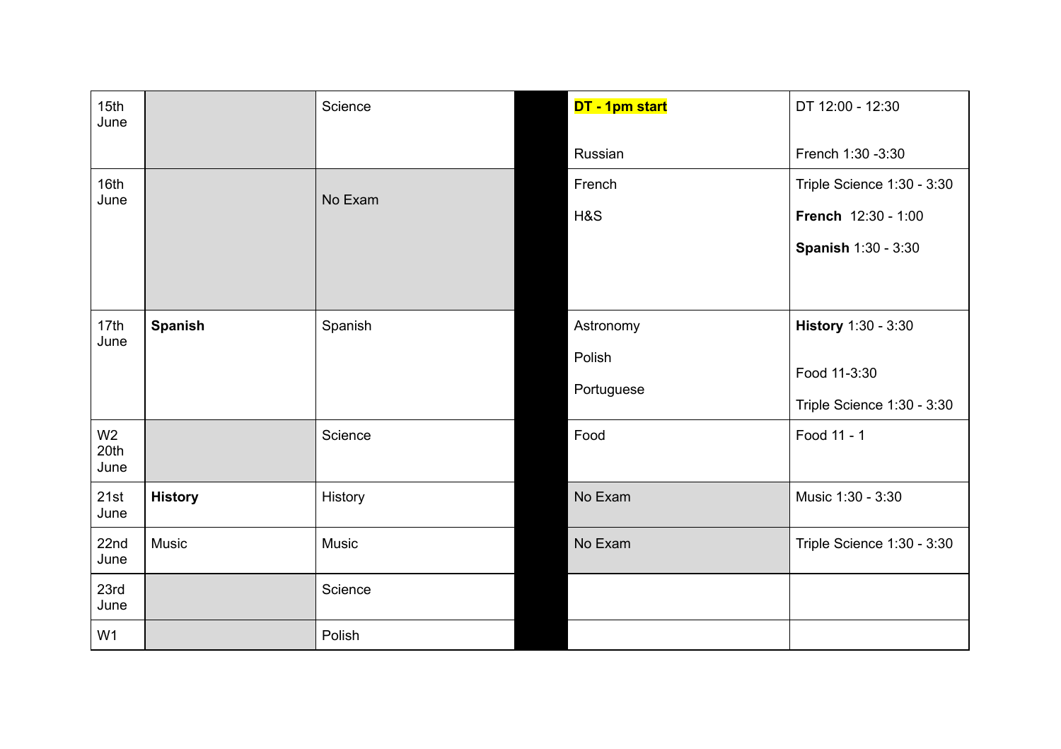| | | | | | |
|---|---|---|---|---|---|
| 15th June | | Science | | **DT - 1pm start**<br><br>Russian | DT 12:00 - 12:30<br><br>French 1:30 -3:30 |
| 16th June | | No Exam | | French<br><br>H&S | Triple Science 1:30 - 3:30<br><br>**French** 12:30 - 1:00<br><br>**Spanish** 1:30 - 3:30 |
| 17th June | **Spanish** | Spanish | | Astronomy<br><br>Polish<br><br>Portuguese | **History** 1:30 - 3:30<br><br>Food 11-3:30<br><br>Triple Science 1:30 - 3:30 |
| W2 20th June | | Science | | Food | Food 11 - 1 |
| 21st June | **History** | History | | No Exam | Music 1:30 - 3:30 |
| 22nd June | Music | Music | | No Exam | Triple Science 1:30 - 3:30 |
| 23rd June | | Science | | | |
| W1 | | Polish | | | |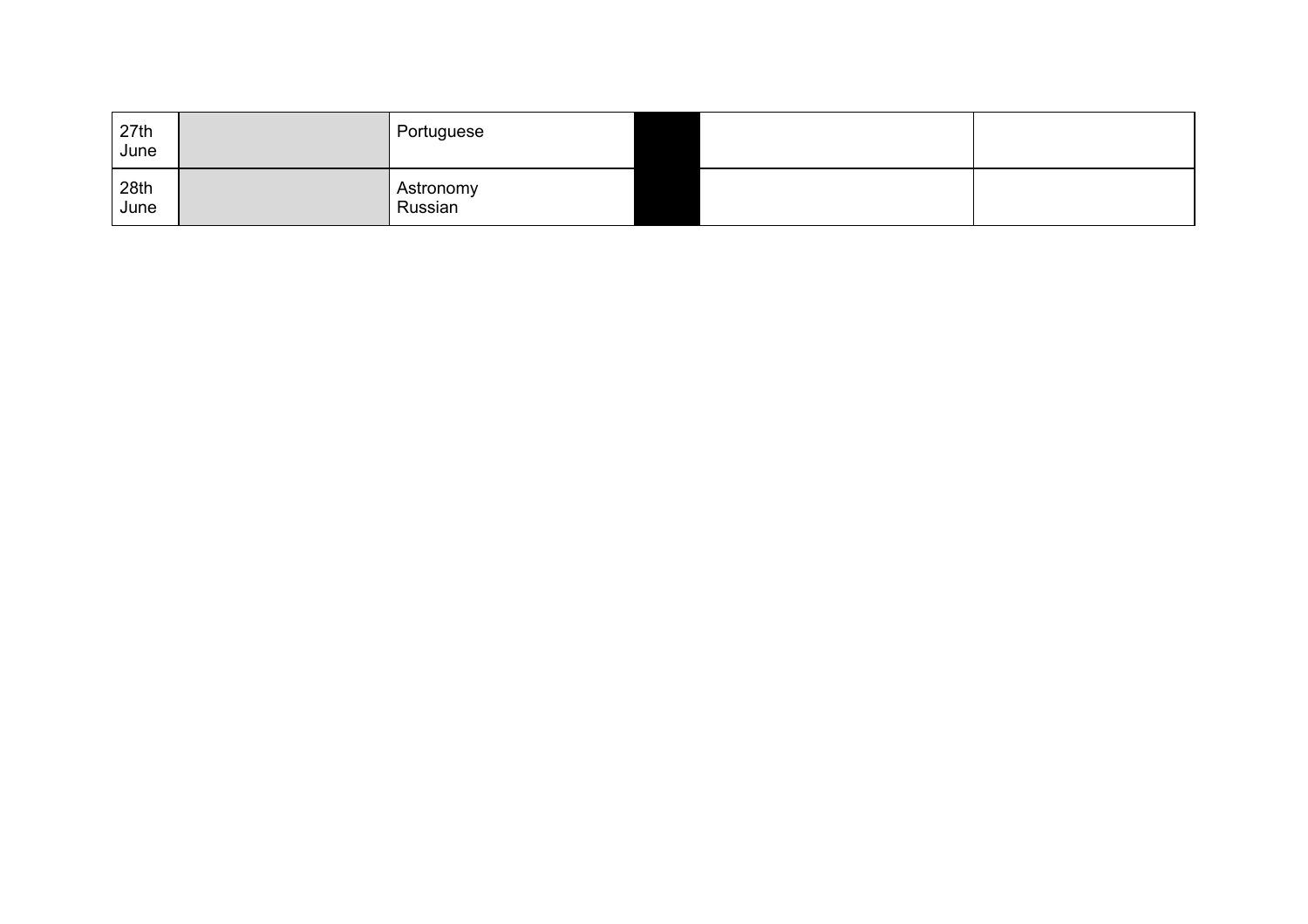| | | | | | |
|---|---|---|---|---|---|
| 27th June | | Portuguese | | | |
| 28th June | | Astronomy<br>Russian | | | |